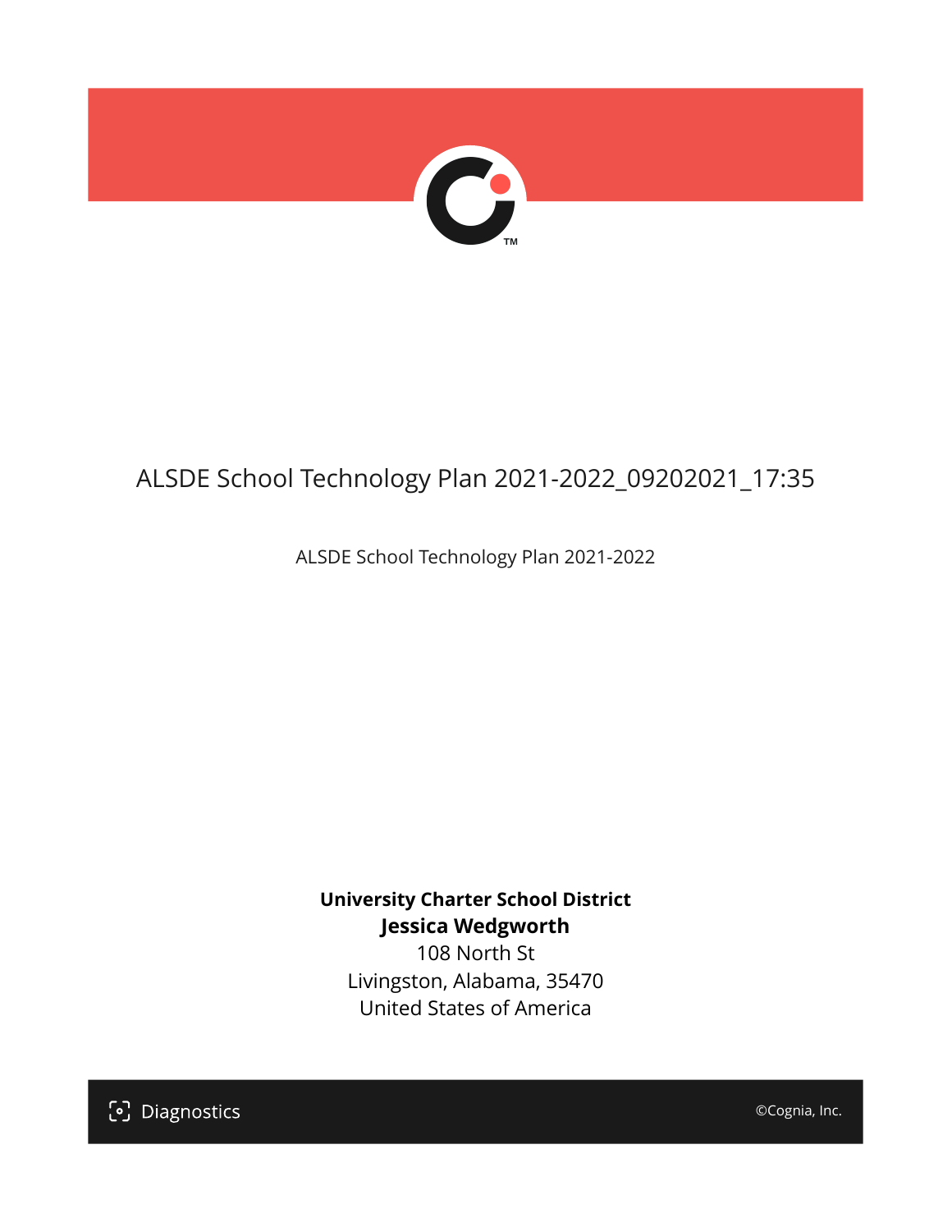# ALSDE School Technology Plan 2021-2022_09202021_17:35

ALSDE School Technology Plan 2021-2022

**University Charter School District**
**Jessica Wedgworth**
108 North St
Livingston, Alabama, 35470
United States of America

Diagnostics

©Cognia, Inc.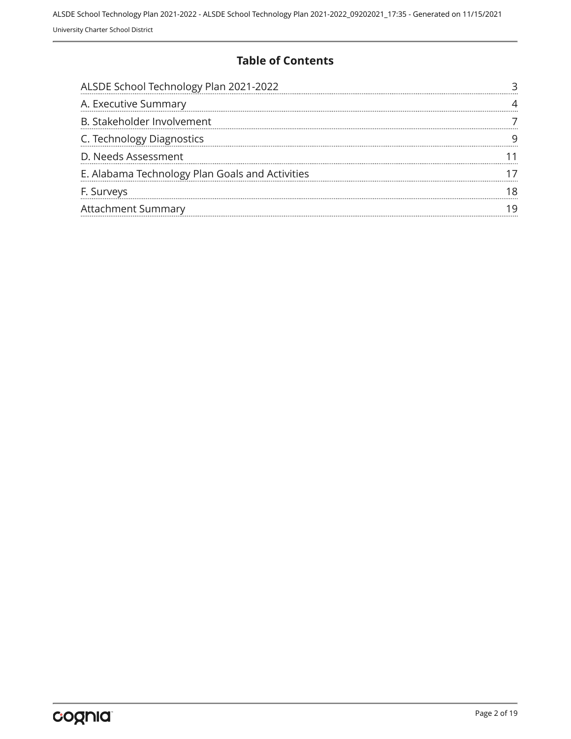# Table of Contents

| Section | Page |
| --- | --- |
| ALSDE School Technology Plan 2021-2022 | 3 |
| A. Executive Summary | 4 |
| B. Stakeholder Involvement | 7 |
| C. Technology Diagnostics | 9 |
| D. Needs Assessment | 11 |
| E. Alabama Technology Plan Goals and Activities | 17 |
| F. Surveys | 18 |
| Attachment Summary | 19 |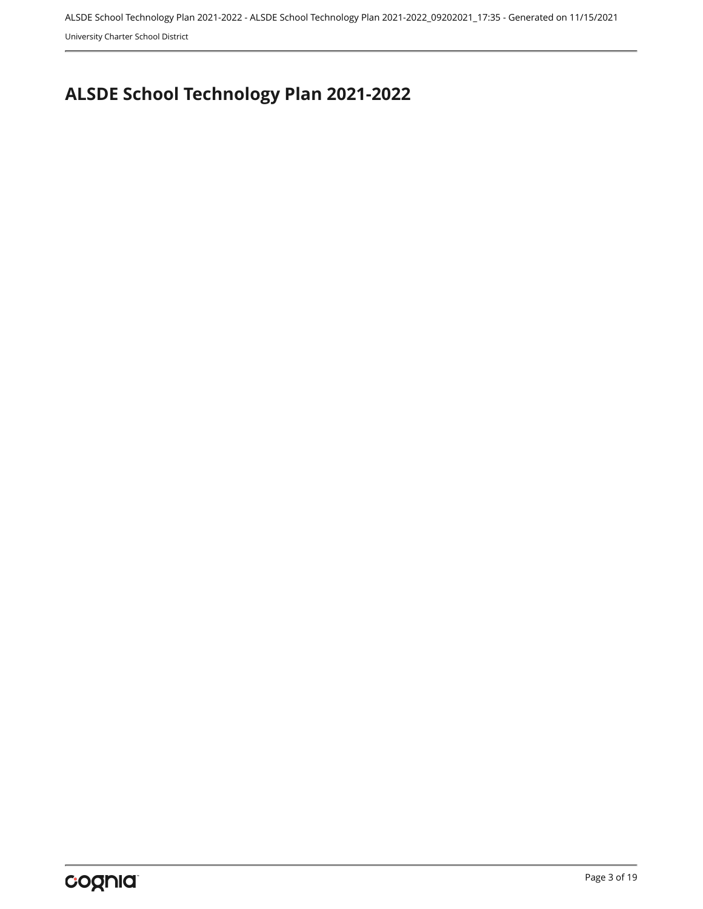# ALSDE School Technology Plan 2021-2022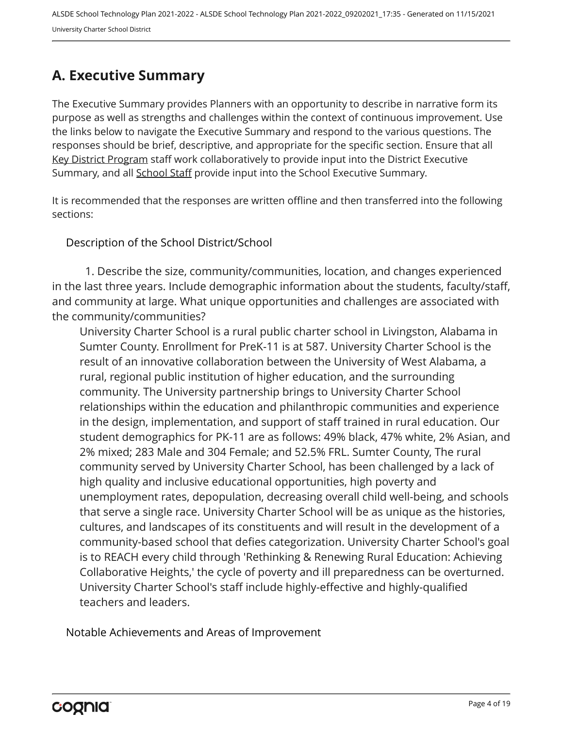## A. Executive Summary

The Executive Summary provides Planners with an opportunity to describe in narrative form its purpose as well as strengths and challenges within the context of continuous improvement. Use the links below to navigate the Executive Summary and respond to the various questions. The responses should be brief, descriptive, and appropriate for the specific section. Ensure that all Key District Program staff work collaboratively to provide input into the District Executive Summary, and all School Staff provide input into the School Executive Summary.

It is recommended that the responses are written offline and then transferred into the following sections:

### Description of the School District/School

1. Describe the size, community/communities, location, and changes experienced in the last three years. Include demographic information about the students, faculty/staff, and community at large. What unique opportunities and challenges are associated with the community/communities?

University Charter School is a rural public charter school in Livingston, Alabama in Sumter County. Enrollment for PreK-11 is at 587. University Charter School is the result of an innovative collaboration between the University of West Alabama, a rural, regional public institution of higher education, and the surrounding community. The University partnership brings to University Charter School relationships within the education and philanthropic communities and experience in the design, implementation, and support of staff trained in rural education. Our student demographics for PK-11 are as follows: 49% black, 47% white, 2% Asian, and 2% mixed; 283 Male and 304 Female; and 52.5% FRL. Sumter County, The rural community served by University Charter School, has been challenged by a lack of high quality and inclusive educational opportunities, high poverty and unemployment rates, depopulation, decreasing overall child well-being, and schools that serve a single race. University Charter School will be as unique as the histories, cultures, and landscapes of its constituents and will result in the development of a community-based school that defies categorization. University Charter School's goal is to REACH every child through 'Rethinking & Renewing Rural Education: Achieving Collaborative Heights,' the cycle of poverty and ill preparedness can be overturned. University Charter School's staff include highly-effective and highly-qualified teachers and leaders.

### Notable Achievements and Areas of Improvement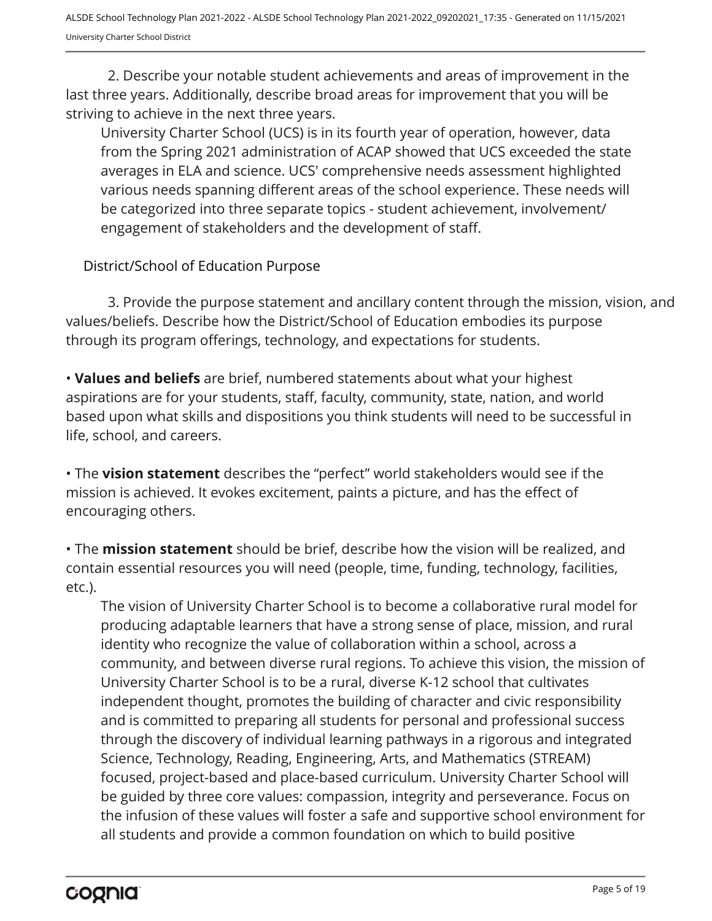2. Describe your notable student achievements and areas of improvement in the last three years. Additionally, describe broad areas for improvement that you will be striving to achieve in the next three years.

University Charter School (UCS) is in its fourth year of operation, however, data from the Spring 2021 administration of ACAP showed that UCS exceeded the state averages in ELA and science. UCS' comprehensive needs assessment highlighted various needs spanning different areas of the school experience. These needs will be categorized into three separate topics - student achievement, involvement/ engagement of stakeholders and the development of staff.

District/School of Education Purpose

3. Provide the purpose statement and ancillary content through the mission, vision, and values/beliefs. Describe how the District/School of Education embodies its purpose through its program offerings, technology, and expectations for students.

• **Values and beliefs** are brief, numbered statements about what your highest aspirations are for your students, staff, faculty, community, state, nation, and world based upon what skills and dispositions you think students will need to be successful in life, school, and careers.

• The **vision statement** describes the "perfect" world stakeholders would see if the mission is achieved. It evokes excitement, paints a picture, and has the effect of encouraging others.

• The **mission statement** should be brief, describe how the vision will be realized, and contain essential resources you will need (people, time, funding, technology, facilities, etc.).

The vision of University Charter School is to become a collaborative rural model for producing adaptable learners that have a strong sense of place, mission, and rural identity who recognize the value of collaboration within a school, across a community, and between diverse rural regions. To achieve this vision, the mission of University Charter School is to be a rural, diverse K-12 school that cultivates independent thought, promotes the building of character and civic responsibility and is committed to preparing all students for personal and professional success through the discovery of individual learning pathways in a rigorous and integrated Science, Technology, Reading, Engineering, Arts, and Mathematics (STREAM) focused, project-based and place-based curriculum. University Charter School will be guided by three core values: compassion, integrity and perseverance. Focus on the infusion of these values will foster a safe and supportive school environment for all students and provide a common foundation on which to build positive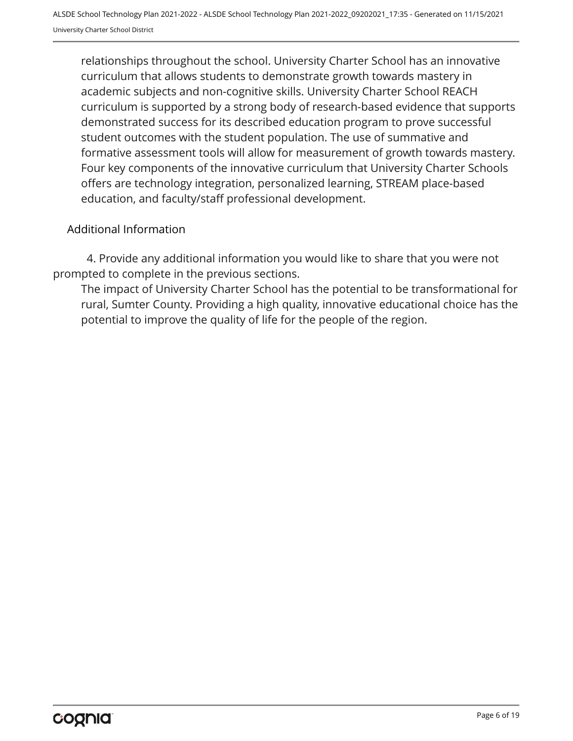relationships throughout the school. University Charter School has an innovative curriculum that allows students to demonstrate growth towards mastery in academic subjects and non-cognitive skills. University Charter School REACH curriculum is supported by a strong body of research-based evidence that supports demonstrated success for its described education program to prove successful student outcomes with the student population. The use of summative and formative assessment tools will allow for measurement of growth towards mastery. Four key components of the innovative curriculum that University Charter Schools offers are technology integration, personalized learning, STREAM place-based education, and faculty/staff professional development.

## Additional Information

4. Provide any additional information you would like to share that you were not prompted to complete in the previous sections.

The impact of University Charter School has the potential to be transformational for rural, Sumter County. Providing a high quality, innovative educational choice has the potential to improve the quality of life for the people of the region.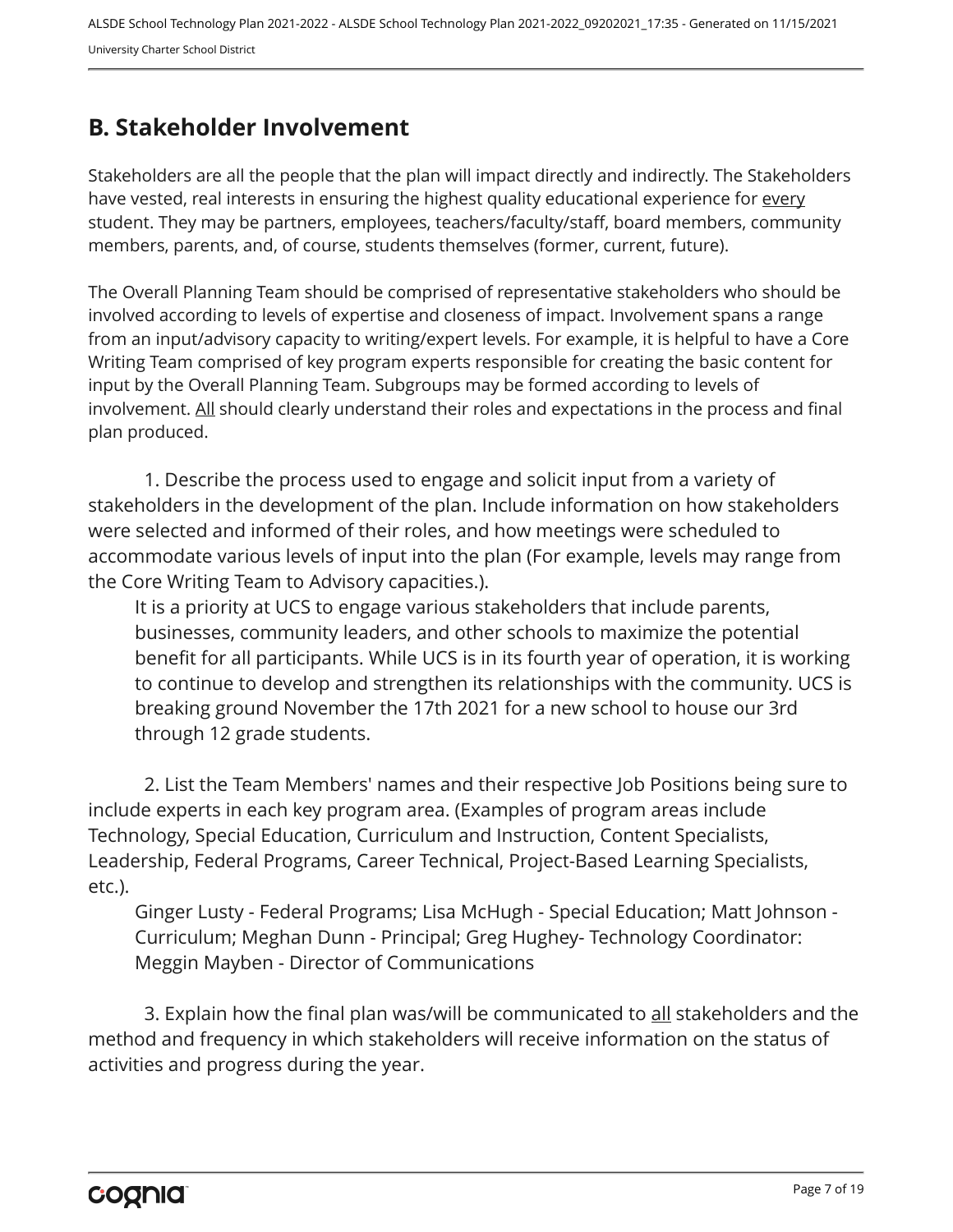## B. Stakeholder Involvement

Stakeholders are all the people that the plan will impact directly and indirectly. The Stakeholders have vested, real interests in ensuring the highest quality educational experience for every student. They may be partners, employees, teachers/faculty/staff, board members, community members, parents, and, of course, students themselves (former, current, future).

The Overall Planning Team should be comprised of representative stakeholders who should be involved according to levels of expertise and closeness of impact. Involvement spans a range from an input/advisory capacity to writing/expert levels. For example, it is helpful to have a Core Writing Team comprised of key program experts responsible for creating the basic content for input by the Overall Planning Team. Subgroups may be formed according to levels of involvement. All should clearly understand their roles and expectations in the process and final plan produced.

1. Describe the process used to engage and solicit input from a variety of stakeholders in the development of the plan. Include information on how stakeholders were selected and informed of their roles, and how meetings were scheduled to accommodate various levels of input into the plan (For example, levels may range from the Core Writing Team to Advisory capacities.).

   It is a priority at UCS to engage various stakeholders that include parents, businesses, community leaders, and other schools to maximize the potential benefit for all participants. While UCS is in its fourth year of operation, it is working to continue to develop and strengthen its relationships with the community. UCS is breaking ground November the 17th 2021 for a new school to house our 3rd through 12 grade students.

2. List the Team Members' names and their respective Job Positions being sure to include experts in each key program area. (Examples of program areas include Technology, Special Education, Curriculum and Instruction, Content Specialists, Leadership, Federal Programs, Career Technical, Project-Based Learning Specialists, etc.).

   Ginger Lusty - Federal Programs; Lisa McHugh - Special Education; Matt Johnson - Curriculum; Meghan Dunn - Principal; Greg Hughey- Technology Coordinator: Meggin Mayben - Director of Communications

3. Explain how the final plan was/will be communicated to all stakeholders and the method and frequency in which stakeholders will receive information on the status of activities and progress during the year.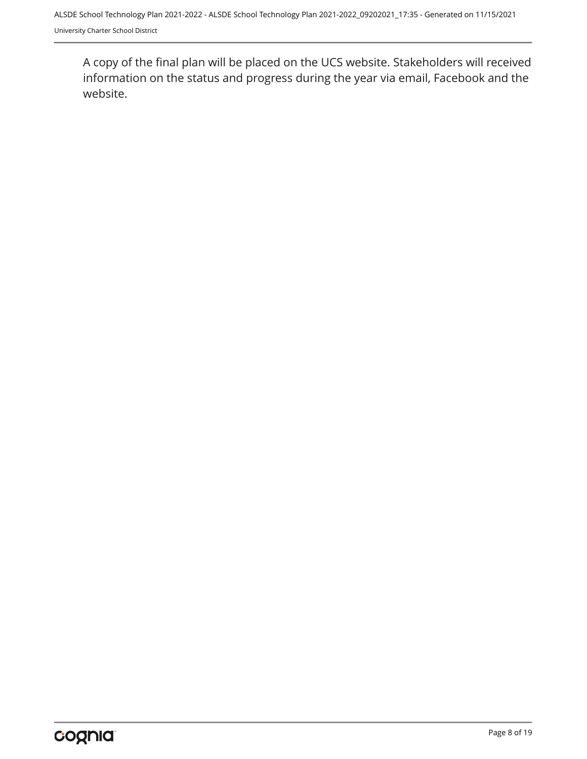A copy of the final plan will be placed on the UCS website. Stakeholders will received information on the status and progress during the year via email, Facebook and the website.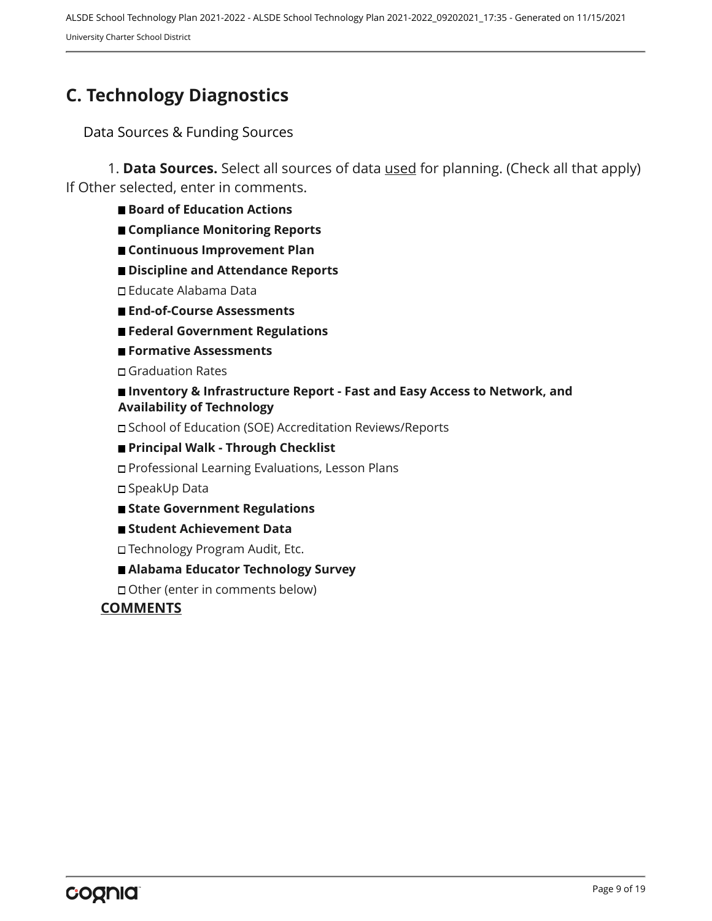## C. Technology Diagnostics

Data Sources & Funding Sources

1. **Data Sources.** Select all sources of data used for planning. (Check all that apply) If Other selected, enter in comments.

- ■ **Board of Education Actions**
- ■ **Compliance Monitoring Reports**
- ■ **Continuous Improvement Plan**
- ■ **Discipline and Attendance Reports**
- □ Educate Alabama Data
- ■ **End-of-Course Assessments**
- ■ **Federal Government Regulations**
- ■ **Formative Assessments**
- □ Graduation Rates
- ■ **Inventory & Infrastructure Report - Fast and Easy Access to Network, and Availability of Technology**
- □ School of Education (SOE) Accreditation Reviews/Reports
- ■ **Principal Walk - Through Checklist**
- □ Professional Learning Evaluations, Lesson Plans
- □ SpeakUp Data
- ■ **State Government Regulations**
- ■ **Student Achievement Data**
- □ Technology Program Audit, Etc.
- ■ **Alabama Educator Technology Survey**
- □ Other (enter in comments below)

**COMMENTS**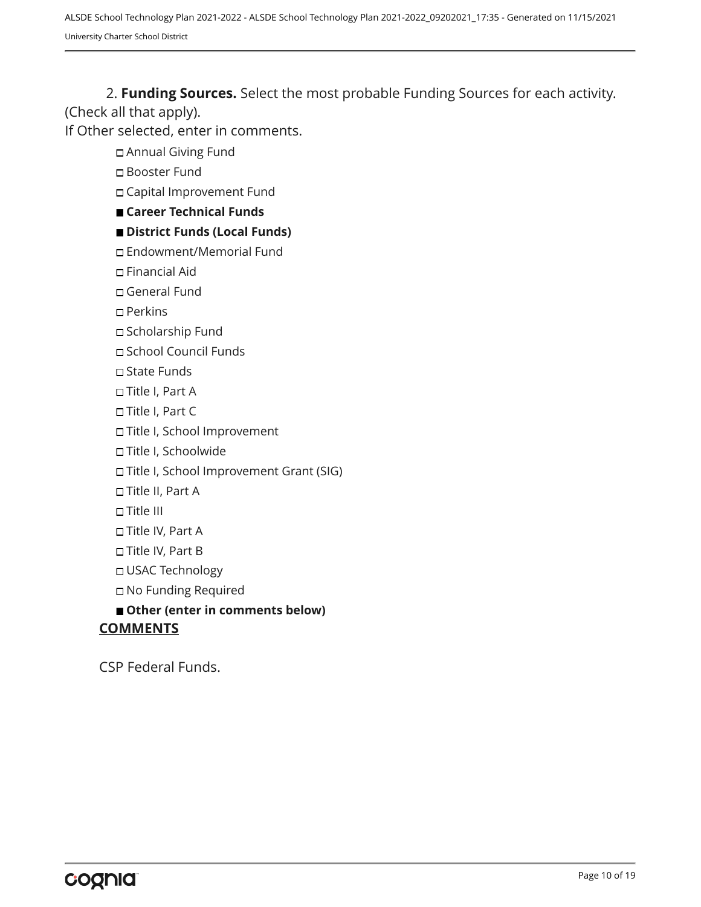2. **Funding Sources.** Select the most probable Funding Sources for each activity. (Check all that apply).
If Other selected, enter in comments.

- ☐ Annual Giving Fund
- ☐ Booster Fund
- ☐ Capital Improvement Fund
- ■ **Career Technical Funds**
- ■ **District Funds (Local Funds)**
- ☐ Endowment/Memorial Fund
- ☐ Financial Aid
- ☐ General Fund
- ☐ Perkins
- ☐ Scholarship Fund
- ☐ School Council Funds
- ☐ State Funds
- ☐ Title I, Part A
- ☐ Title I, Part C
- ☐ Title I, School Improvement
- ☐ Title I, Schoolwide
- ☐ Title I, School Improvement Grant (SIG)
- ☐ Title II, Part A
- ☐ Title III
- ☐ Title IV, Part A
- ☐ Title IV, Part B
- ☐ USAC Technology
- ☐ No Funding Required
- ■ **Other (enter in comments below)**

**COMMENTS**

CSP Federal Funds.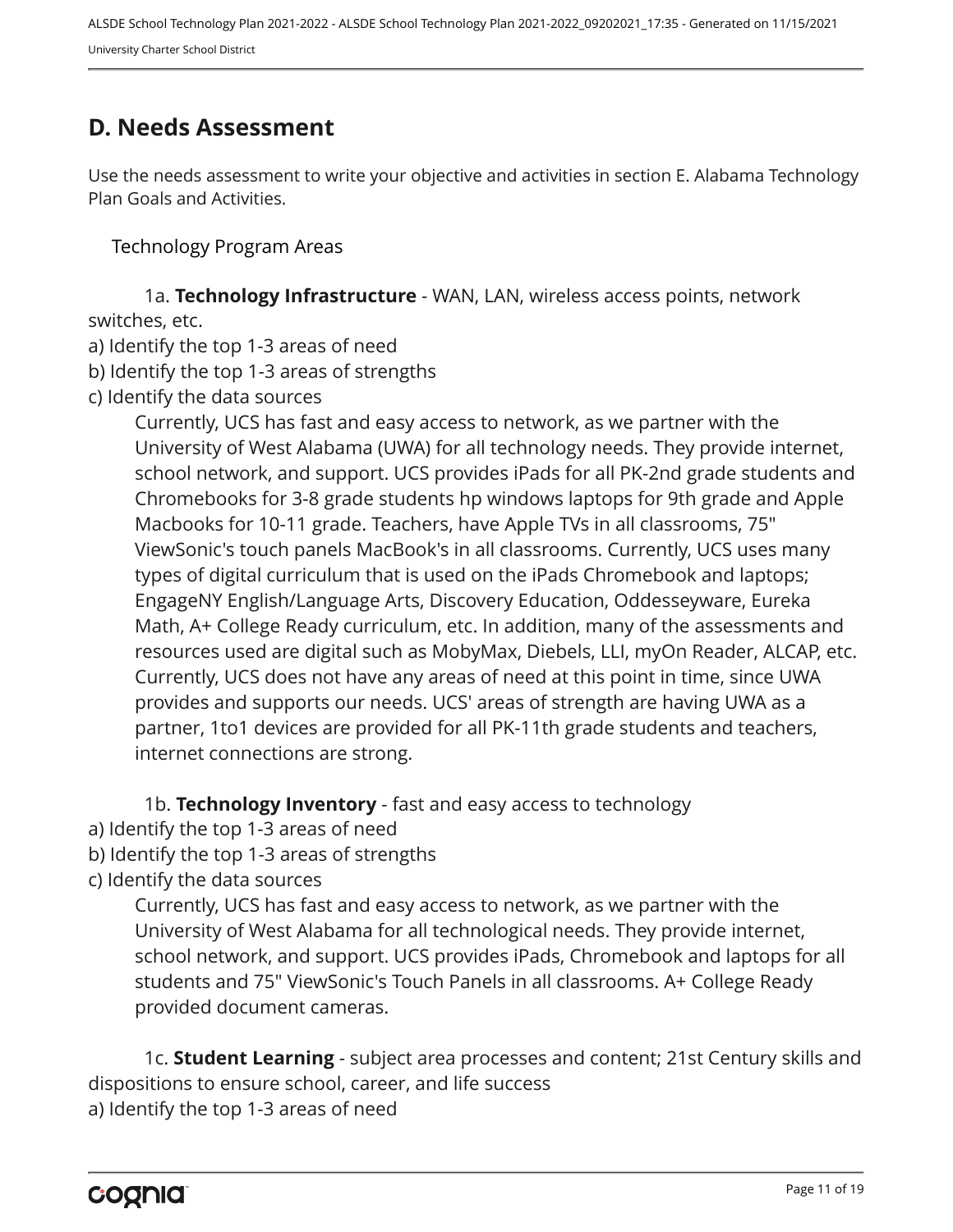## D. Needs Assessment

Use the needs assessment to write your objective and activities in section E. Alabama Technology Plan Goals and Activities.

Technology Program Areas

1a. **Technology Infrastructure** - WAN, LAN, wireless access points, network switches, etc.

a) Identify the top 1-3 areas of need
b) Identify the top 1-3 areas of strengths
c) Identify the data sources

Currently, UCS has fast and easy access to network, as we partner with the University of West Alabama (UWA) for all technology needs. They provide internet, school network, and support. UCS provides iPads for all PK-2nd grade students and Chromebooks for 3-8 grade students hp windows laptops for 9th grade and Apple Macbooks for 10-11 grade. Teachers, have Apple TVs in all classrooms, 75" ViewSonic's touch panels MacBook's in all classrooms. Currently, UCS uses many types of digital curriculum that is used on the iPads Chromebook and laptops; EngageNY English/Language Arts, Discovery Education, Oddesseyware, Eureka Math, A+ College Ready curriculum, etc. In addition, many of the assessments and resources used are digital such as MobyMax, Diebels, LLI, myOn Reader, ALCAP, etc. Currently, UCS does not have any areas of need at this point in time, since UWA provides and supports our needs. UCS' areas of strength are having UWA as a partner, 1to1 devices are provided for all PK-11th grade students and teachers, internet connections are strong.

1b. **Technology Inventory** - fast and easy access to technology

a) Identify the top 1-3 areas of need
b) Identify the top 1-3 areas of strengths
c) Identify the data sources

Currently, UCS has fast and easy access to network, as we partner with the University of West Alabama for all technological needs. They provide internet, school network, and support. UCS provides iPads, Chromebook and laptops for all students and 75" ViewSonic's Touch Panels in all classrooms. A+ College Ready provided document cameras.

1c. **Student Learning** - subject area processes and content; 21st Century skills and dispositions to ensure school, career, and life success

a) Identify the top 1-3 areas of need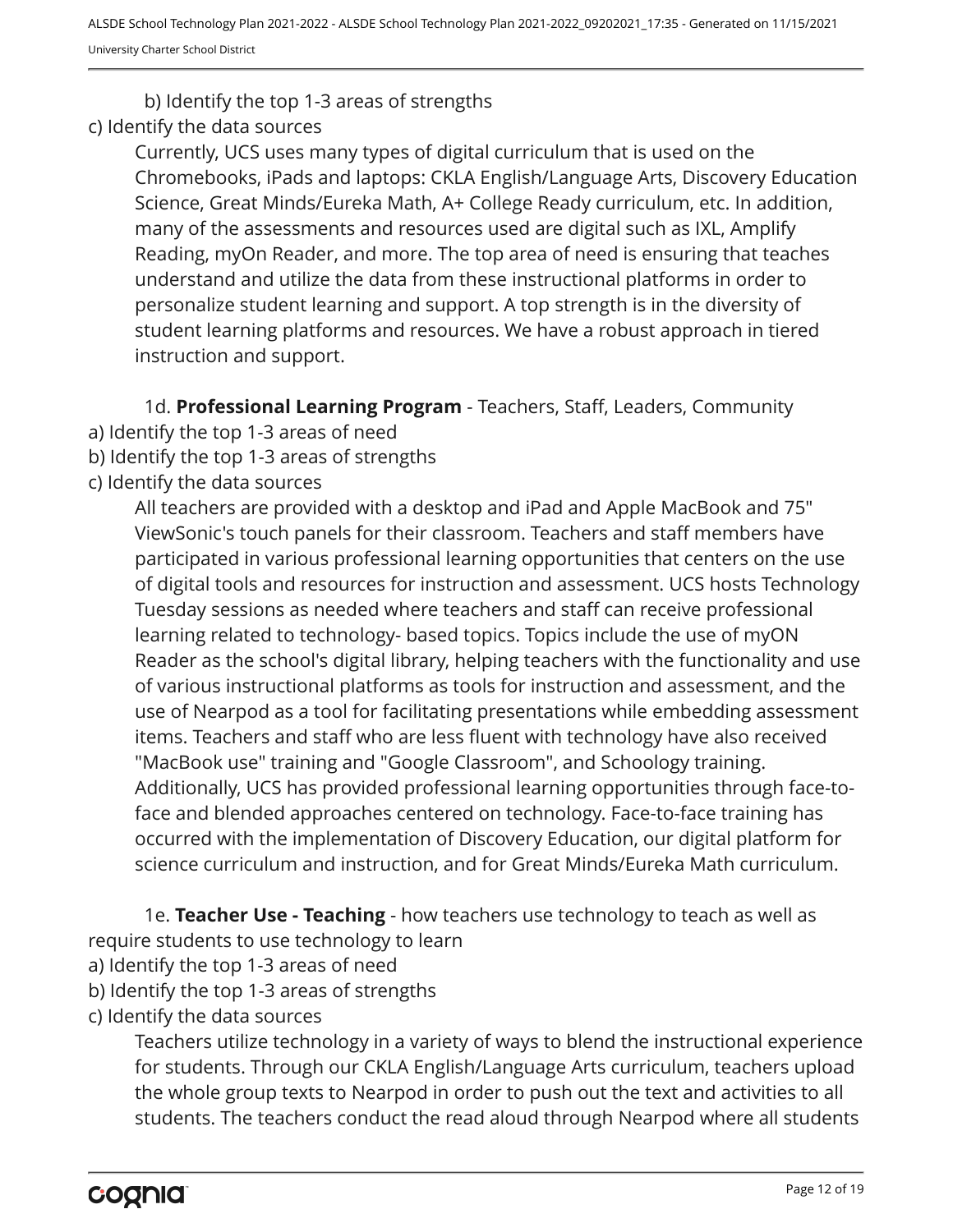b) Identify the top 1-3 areas of strengths

c) Identify the data sources

Currently, UCS uses many types of digital curriculum that is used on the Chromebooks, iPads and laptops: CKLA English/Language Arts, Discovery Education Science, Great Minds/Eureka Math, A+ College Ready curriculum, etc. In addition, many of the assessments and resources used are digital such as IXL, Amplify Reading, myOn Reader, and more. The top area of need is ensuring that teaches understand and utilize the data from these instructional platforms in order to personalize student learning and support. A top strength is in the diversity of student learning platforms and resources. We have a robust approach in tiered instruction and support.

1d. **Professional Learning Program** - Teachers, Staff, Leaders, Community

a) Identify the top 1-3 areas of need

b) Identify the top 1-3 areas of strengths

c) Identify the data sources

All teachers are provided with a desktop and iPad and Apple MacBook and 75" ViewSonic's touch panels for their classroom. Teachers and staff members have participated in various professional learning opportunities that centers on the use of digital tools and resources for instruction and assessment. UCS hosts Technology Tuesday sessions as needed where teachers and staff can receive professional learning related to technology- based topics. Topics include the use of myON Reader as the school's digital library, helping teachers with the functionality and use of various instructional platforms as tools for instruction and assessment, and the use of Nearpod as a tool for facilitating presentations while embedding assessment items. Teachers and staff who are less fluent with technology have also received "MacBook use" training and "Google Classroom", and Schoology training. Additionally, UCS has provided professional learning opportunities through face-to-face and blended approaches centered on technology. Face-to-face training has occurred with the implementation of Discovery Education, our digital platform for science curriculum and instruction, and for Great Minds/Eureka Math curriculum.

1e. **Teacher Use - Teaching** - how teachers use technology to teach as well as require students to use technology to learn

a) Identify the top 1-3 areas of need

b) Identify the top 1-3 areas of strengths

c) Identify the data sources

Teachers utilize technology in a variety of ways to blend the instructional experience for students. Through our CKLA English/Language Arts curriculum, teachers upload the whole group texts to Nearpod in order to push out the text and activities to all students. The teachers conduct the read aloud through Nearpod where all students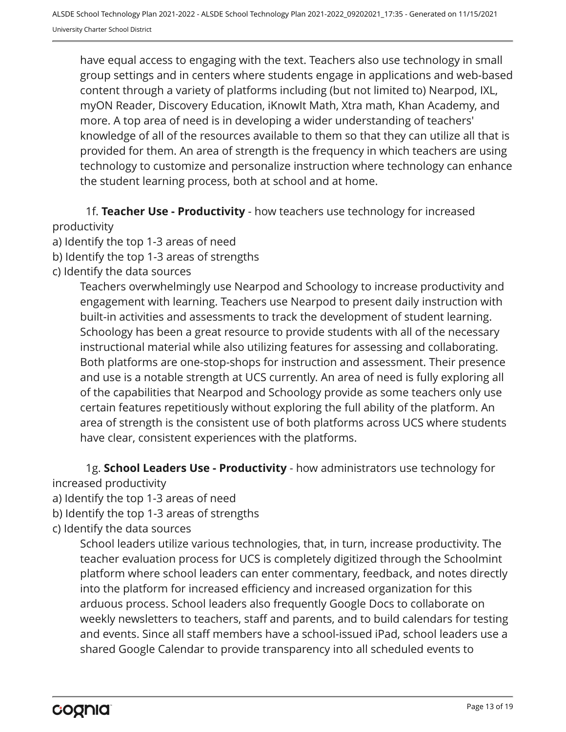have equal access to engaging with the text. Teachers also use technology in small group settings and in centers where students engage in applications and web-based content through a variety of platforms including (but not limited to) Nearpod, IXL, myON Reader, Discovery Education, iKnowIt Math, Xtra math, Khan Academy, and more. A top area of need is in developing a wider understanding of teachers' knowledge of all of the resources available to them so that they can utilize all that is provided for them. An area of strength is the frequency in which teachers are using technology to customize and personalize instruction where technology can enhance the student learning process, both at school and at home.

1f. **Teacher Use - Productivity** - how teachers use technology for increased productivity

a) Identify the top 1-3 areas of need
b) Identify the top 1-3 areas of strengths
c) Identify the data sources

Teachers overwhelmingly use Nearpod and Schoology to increase productivity and engagement with learning. Teachers use Nearpod to present daily instruction with built-in activities and assessments to track the development of student learning. Schoology has been a great resource to provide students with all of the necessary instructional material while also utilizing features for assessing and collaborating. Both platforms are one-stop-shops for instruction and assessment. Their presence and use is a notable strength at UCS currently. An area of need is fully exploring all of the capabilities that Nearpod and Schoology provide as some teachers only use certain features repetitiously without exploring the full ability of the platform. An area of strength is the consistent use of both platforms across UCS where students have clear, consistent experiences with the platforms.

1g. **School Leaders Use - Productivity** - how administrators use technology for increased productivity

a) Identify the top 1-3 areas of need
b) Identify the top 1-3 areas of strengths
c) Identify the data sources

School leaders utilize various technologies, that, in turn, increase productivity. The teacher evaluation process for UCS is completely digitized through the Schoolmint platform where school leaders can enter commentary, feedback, and notes directly into the platform for increased efficiency and increased organization for this arduous process. School leaders also frequently Google Docs to collaborate on weekly newsletters to teachers, staff and parents, and to build calendars for testing and events. Since all staff members have a school-issued iPad, school leaders use a shared Google Calendar to provide transparency into all scheduled events to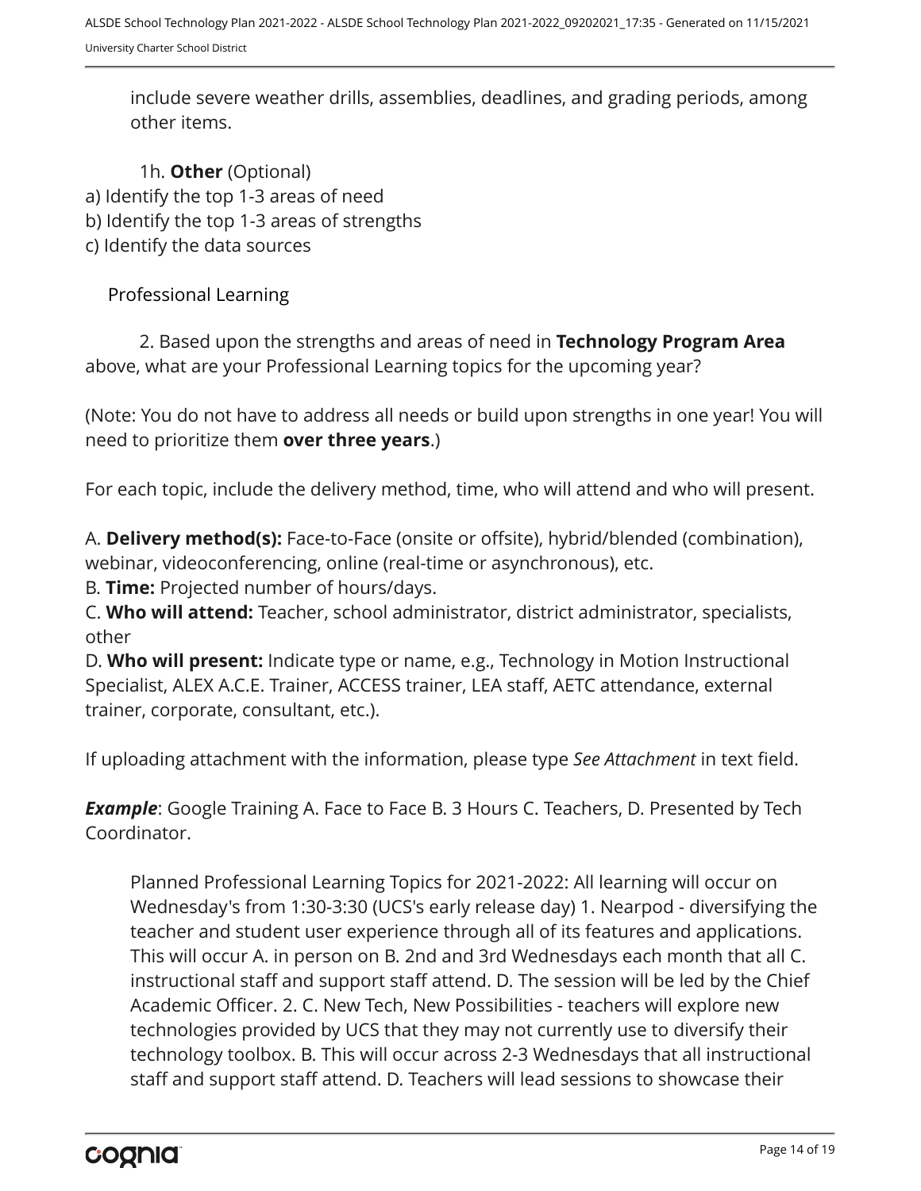include severe weather drills, assemblies, deadlines, and grading periods, among other items.

1h. **Other** (Optional)
a) Identify the top 1-3 areas of need
b) Identify the top 1-3 areas of strengths
c) Identify the data sources

Professional Learning

2. Based upon the strengths and areas of need in **Technology Program Area** above, what are your Professional Learning topics for the upcoming year?

(Note: You do not have to address all needs or build upon strengths in one year! You will need to prioritize them **over three years**.)

For each topic, include the delivery method, time, who will attend and who will present.

A. **Delivery method(s):** Face-to-Face (onsite or offsite), hybrid/blended (combination), webinar, videoconferencing, online (real-time or asynchronous), etc.
B. **Time:** Projected number of hours/days.
C. **Who will attend:** Teacher, school administrator, district administrator, specialists, other
D. **Who will present:** Indicate type or name, e.g., Technology in Motion Instructional Specialist, ALEX A.C.E. Trainer, ACCESS trainer, LEA staff, AETC attendance, external trainer, corporate, consultant, etc.).

If uploading attachment with the information, please type *See Attachment* in text field.

***Example***: Google Training A. Face to Face B. 3 Hours C. Teachers, D. Presented by Tech Coordinator.

Planned Professional Learning Topics for 2021-2022: All learning will occur on Wednesday's from 1:30-3:30 (UCS's early release day) 1. Nearpod - diversifying the teacher and student user experience through all of its features and applications. This will occur A. in person on B. 2nd and 3rd Wednesdays each month that all C. instructional staff and support staff attend. D. The session will be led by the Chief Academic Officer. 2. C. New Tech, New Possibilities - teachers will explore new technologies provided by UCS that they may not currently use to diversify their technology toolbox. B. This will occur across 2-3 Wednesdays that all instructional staff and support staff attend. D. Teachers will lead sessions to showcase their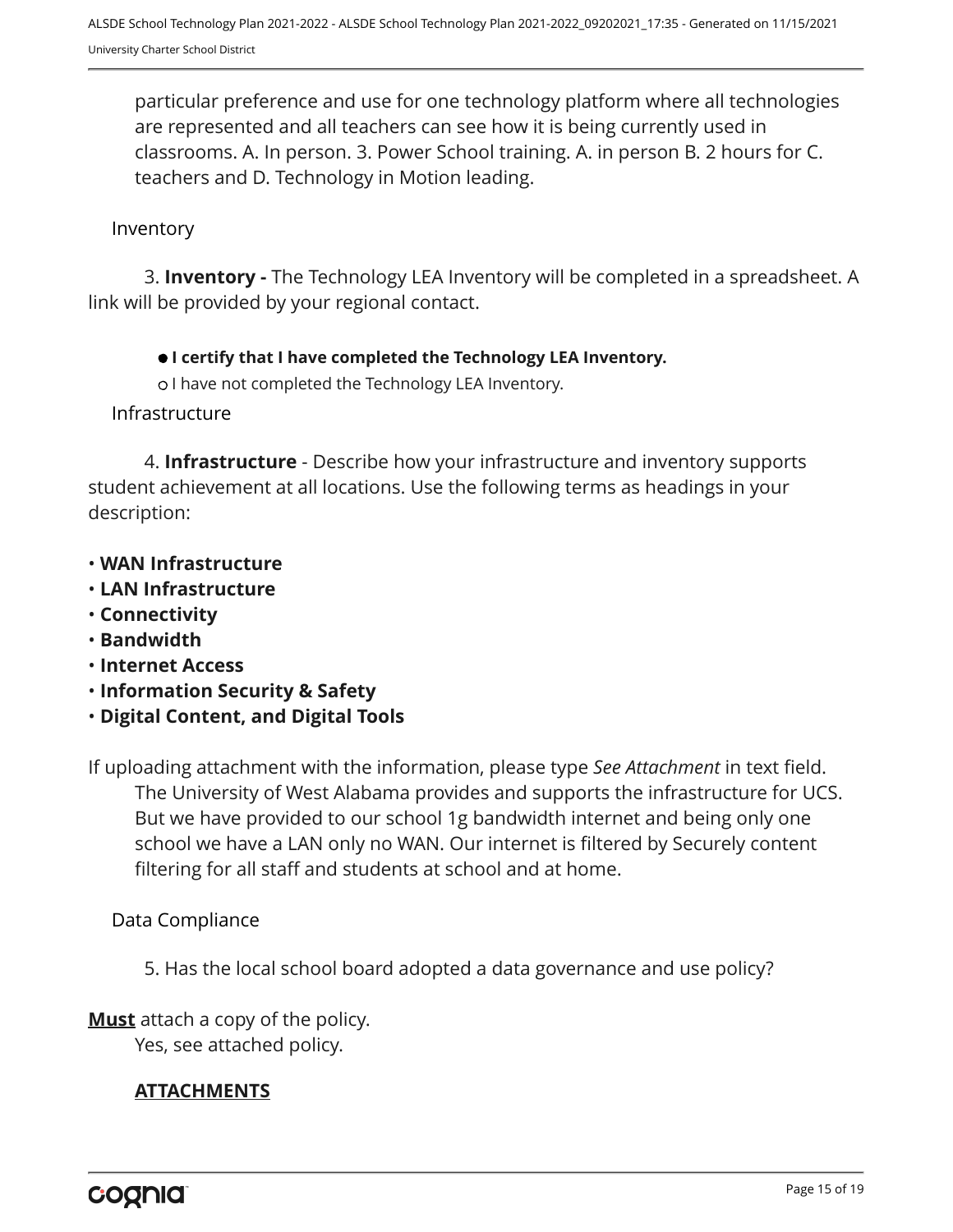particular preference and use for one technology platform where all technologies are represented and all teachers can see how it is being currently used in classrooms. A. In person. 3. Power School training. A. in person B. 2 hours for C. teachers and D. Technology in Motion leading.

Inventory

3. **Inventory -** The Technology LEA Inventory will be completed in a spreadsheet. A link will be provided by your regional contact.

- ● **I certify that I have completed the Technology LEA Inventory.**
- ○ I have not completed the Technology LEA Inventory.

Infrastructure

4. **Infrastructure** - Describe how your infrastructure and inventory supports student achievement at all locations. Use the following terms as headings in your description:

- **WAN Infrastructure**
- **LAN Infrastructure**
- **Connectivity**
- **Bandwidth**
- **Internet Access**
- **Information Security & Safety**
- **Digital Content, and Digital Tools**

If uploading attachment with the information, please type *See Attachment* in text field.

The University of West Alabama provides and supports the infrastructure for UCS. But we have provided to our school 1g bandwidth internet and being only one school we have a LAN only no WAN. Our internet is filtered by Securely content filtering for all staff and students at school and at home.

Data Compliance

5. Has the local school board adopted a data governance and use policy?

**Must** attach a copy of the policy.

Yes, see attached policy.

**ATTACHMENTS**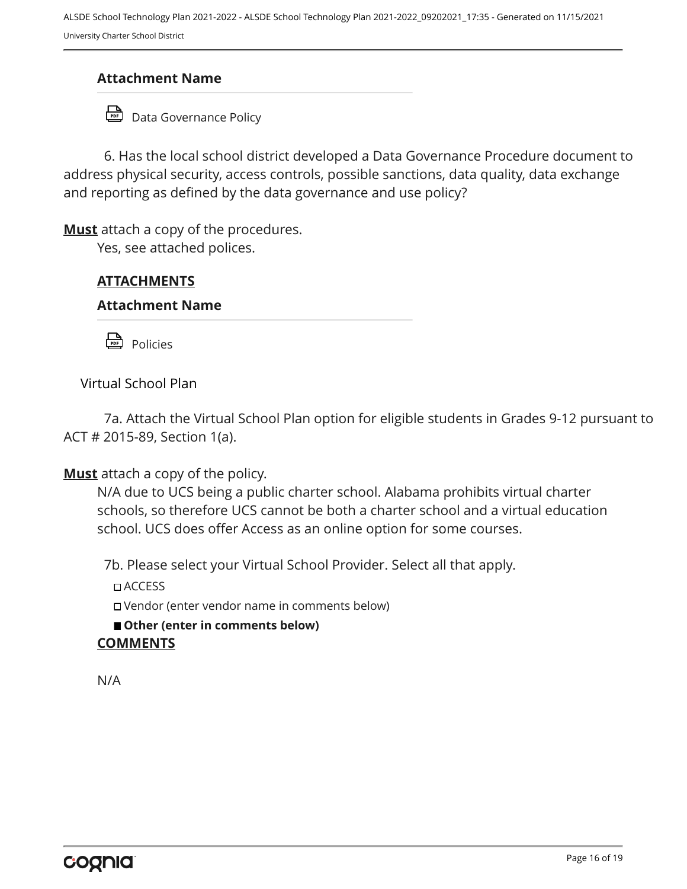**Attachment Name**

Data Governance Policy

6. Has the local school district developed a Data Governance Procedure document to address physical security, access controls, possible sanctions, data quality, data exchange and reporting as defined by the data governance and use policy?

**Must** attach a copy of the procedures.

Yes, see attached polices.

**ATTACHMENTS**

**Attachment Name**

Policies

Virtual School Plan

7a. Attach the Virtual School Plan option for eligible students in Grades 9-12 pursuant to ACT # 2015-89, Section 1(a).

**Must** attach a copy of the policy.

N/A due to UCS being a public charter school. Alabama prohibits virtual charter schools, so therefore UCS cannot be both a charter school and a virtual education school. UCS does offer Access as an online option for some courses.

7b. Please select your Virtual School Provider. Select all that apply.

- ☐ ACCESS
- ☐ Vendor (enter vendor name in comments below)
- ■ **Other (enter in comments below)**

**COMMENTS**

N/A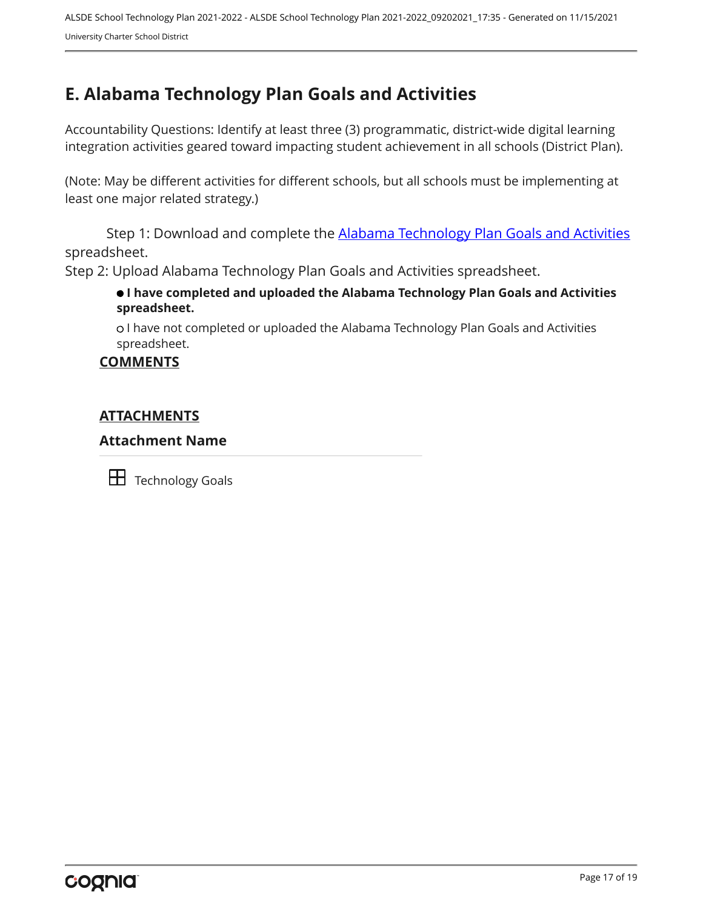## E. Alabama Technology Plan Goals and Activities

Accountability Questions: Identify at least three (3) programmatic, district-wide digital learning integration activities geared toward impacting student achievement in all schools (District Plan).

(Note: May be different activities for different schools, but all schools must be implementing at least one major related strategy.)

Step 1: Download and complete the Alabama Technology Plan Goals and Activities spreadsheet.
Step 2: Upload Alabama Technology Plan Goals and Activities spreadsheet.

- ● **I have completed and uploaded the Alabama Technology Plan Goals and Activities spreadsheet.**
- ○ I have not completed or uploaded the Alabama Technology Plan Goals and Activities spreadsheet.

**COMMENTS**

**ATTACHMENTS**

**Attachment Name**

Technology Goals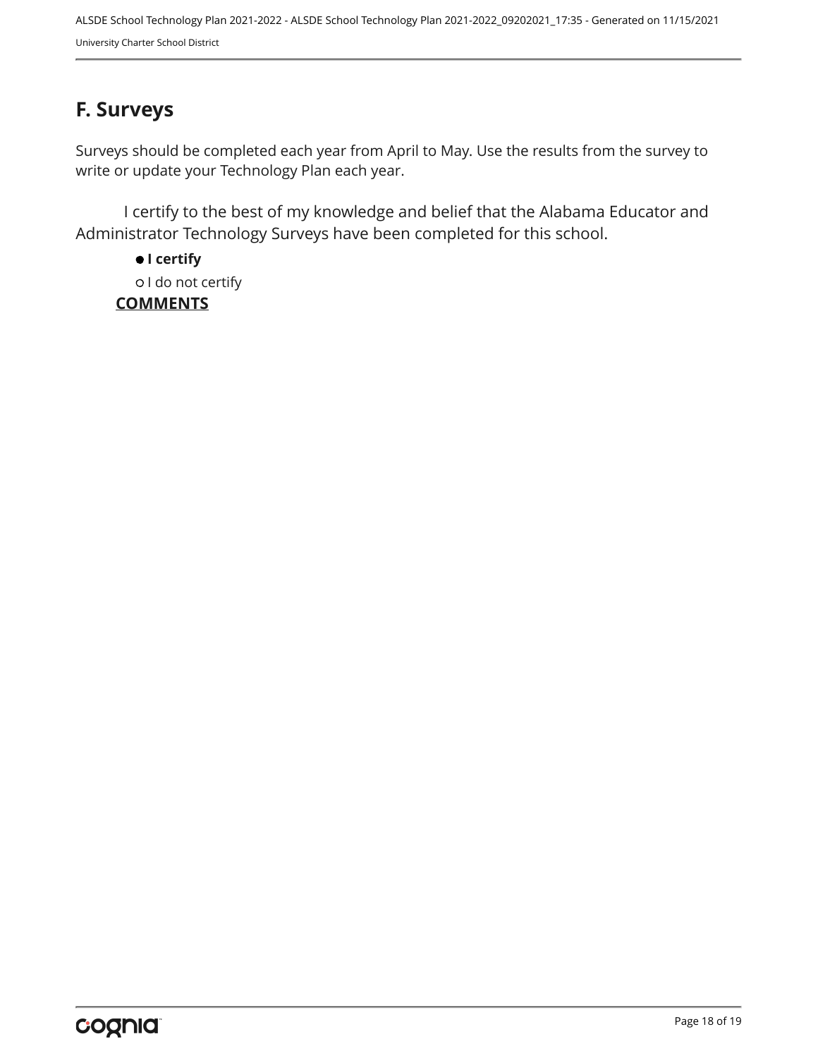## F. Surveys

Surveys should be completed each year from April to May. Use the results from the survey to write or update your Technology Plan each year.

I certify to the best of my knowledge and belief that the Alabama Educator and Administrator Technology Surveys have been completed for this school.

- ● **I certify**
- ○ I do not certify

**COMMENTS**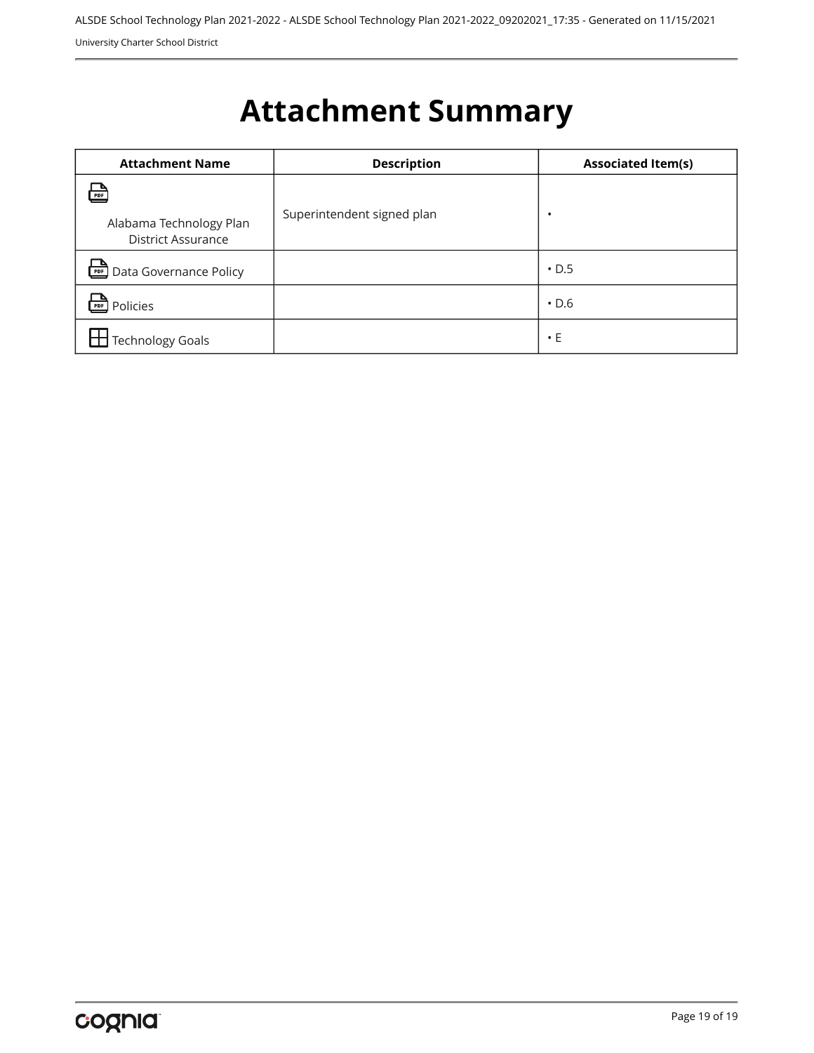# Attachment Summary

| Attachment Name | Description | Associated Item(s) |
|---|---|---|
| Alabama Technology Plan District Assurance | Superintendent signed plan | • |
| Data Governance Policy | | • D.5 |
| Policies | | • D.6 |
| Technology Goals | | • E |